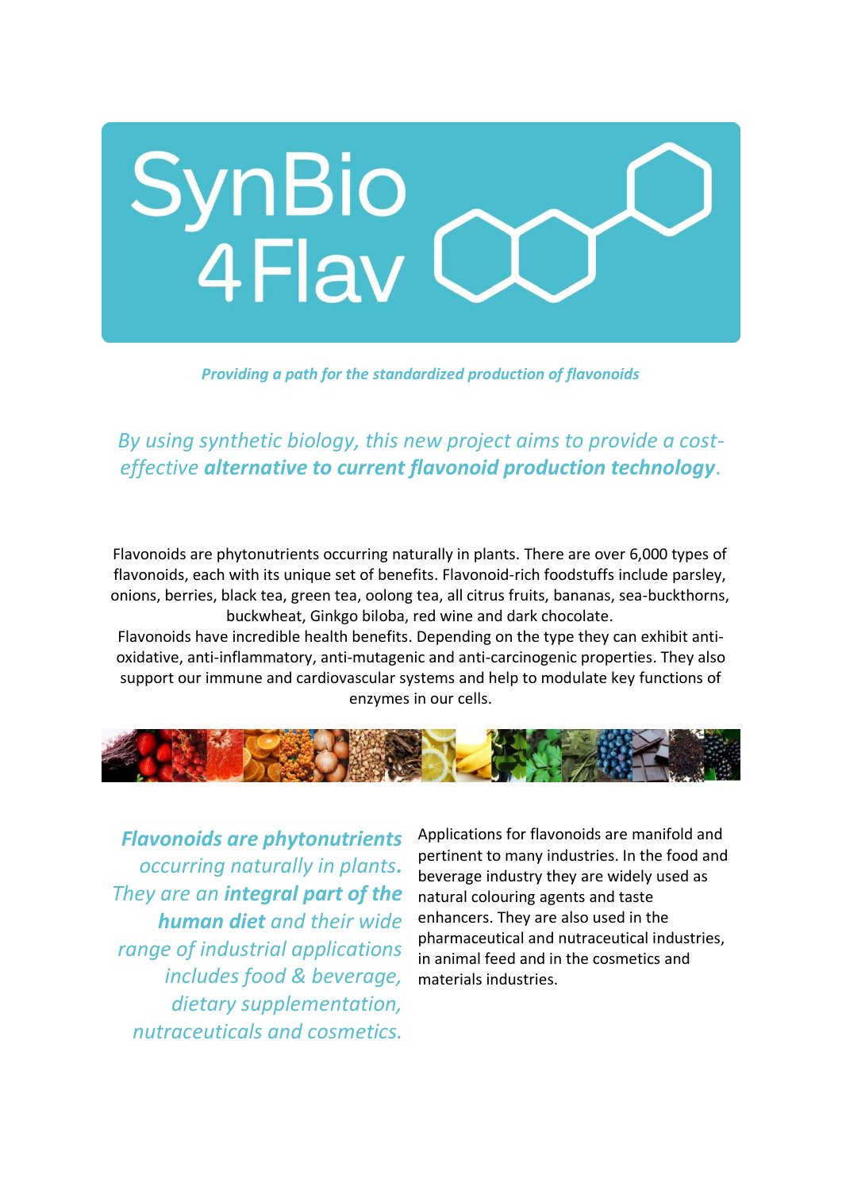# SynBio 4Flav

***Providing a path for the standardized production of flavonoids***

*By using synthetic biology, this new project aims to provide a cost-effective* ***alternative to current flavonoid production technology****.*

Flavonoids are phytonutrients occurring naturally in plants. There are over 6,000 types of flavonoids, each with its unique set of benefits. Flavonoid-rich foodstuffs include parsley, onions, berries, black tea, green tea, oolong tea, all citrus fruits, bananas, sea-buckthorns, buckwheat, Ginkgo biloba, red wine and dark chocolate.

Flavonoids have incredible health benefits. Depending on the type they can exhibit anti-oxidative, anti-inflammatory, anti-mutagenic and anti-carcinogenic properties. They also support our immune and cardiovascular systems and help to modulate key functions of enzymes in our cells.

***Flavonoids are phytonutrients*** *occurring naturally in plants****.*** *They are an* ***integral part of the human diet*** *and their wide range of industrial applications includes food & beverage, dietary supplementation, nutraceuticals and cosmetics.*

Applications for flavonoids are manifold and pertinent to many industries. In the food and beverage industry they are widely used as natural colouring agents and taste enhancers. They are also used in the pharmaceutical and nutraceutical industries, in animal feed and in the cosmetics and materials industries.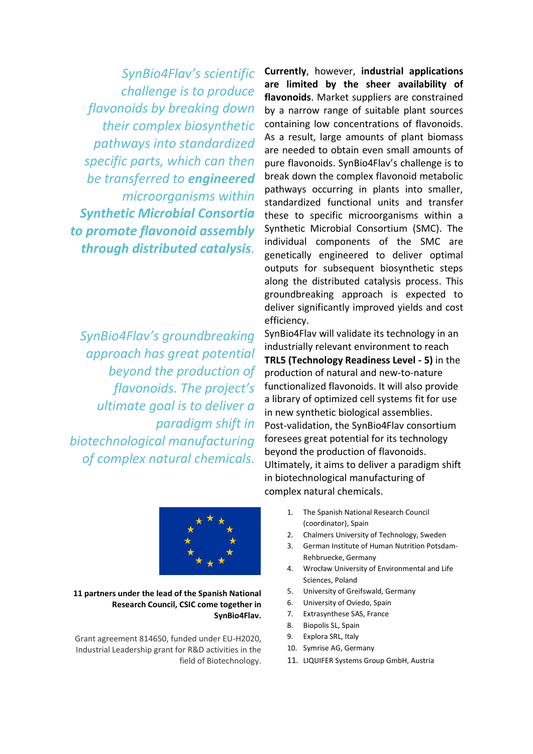*SynBio4Flav's scientific challenge is to produce flavonoids by breaking down their complex biosynthetic pathways into standardized specific parts, which can then be transferred to **engineered** microorganisms within **Synthetic Microbial Consortia to promote flavonoid assembly through distributed catalysis**.*

**Currently**, however, **industrial applications are limited by the sheer availability of flavonoids**. Market suppliers are constrained by a narrow range of suitable plant sources containing low concentrations of flavonoids. As a result, large amounts of plant biomass are needed to obtain even small amounts of pure flavonoids. SynBio4Flav's challenge is to break down the complex flavonoid metabolic pathways occurring in plants into smaller, standardized functional units and transfer these to specific microorganisms within a Synthetic Microbial Consortium (SMC). The individual components of the SMC are genetically engineered to deliver optimal outputs for subsequent biosynthetic steps along the distributed catalysis process. This groundbreaking approach is expected to deliver significantly improved yields and cost efficiency.

*SynBio4Flav's groundbreaking approach has great potential beyond the production of flavonoids. The project's ultimate goal is to deliver a paradigm shift in biotechnological manufacturing of complex natural chemicals.*

SynBio4Flav will validate its technology in an industrially relevant environment to reach **TRL5 (Technology Readiness Level - 5)** in the production of natural and new-to-nature functionalized flavonoids. It will also provide a library of optimized cell systems fit for use in new synthetic biological assemblies. Post-validation, the SynBio4Flav consortium foresees great potential for its technology beyond the production of flavonoids. Ultimately, it aims to deliver a paradigm shift in biotechnological manufacturing of complex natural chemicals.

**11 partners under the lead of the Spanish National Research Council, CSIC come together in SynBio4Flav.**

Grant agreement 814650, funded under EU-H2020, Industrial Leadership grant for R&D activities in the field of Biotechnology.

1. The Spanish National Research Council (coordinator), Spain
2. Chalmers University of Technology, Sweden
3. German Institute of Human Nutrition Potsdam-Rehbruecke, Germany
4. Wrocław University of Environmental and Life Sciences, Poland
5. University of Greifswald, Germany
6. University of Oviedo, Spain
7. Extrasynthese SAS, France
8. Biopolis SL, Spain
9. Explora SRL, Italy
10. Symrise AG, Germany
11. LIQUIFER Systems Group GmbH, Austria